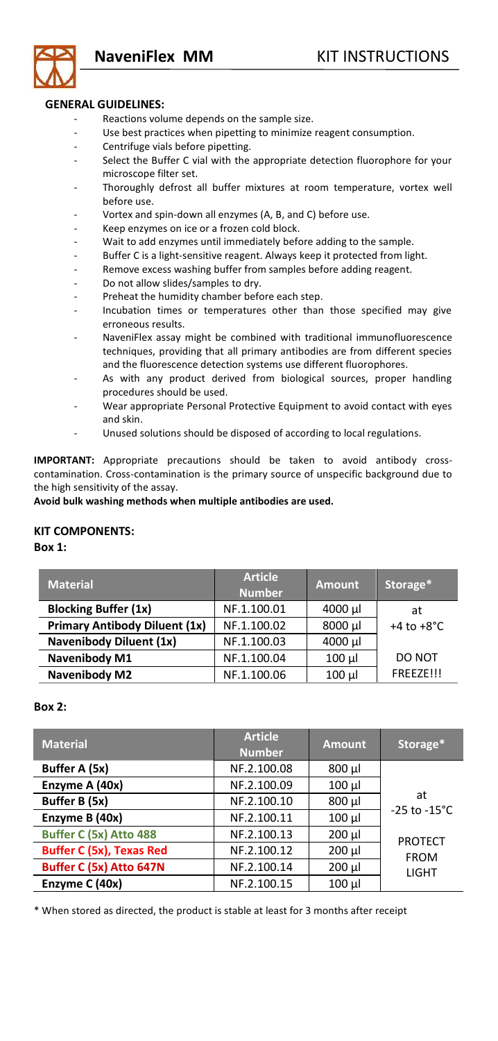# NaveniFlex MM — KIT INSTRUCTIONS

## GENERAL GUIDELINES:

- Reactions volume depends on the sample size.
- Use best practices when pipetting to minimize reagent consumption.
- Centrifuge vials before pipetting.
- Select the Buffer C vial with the appropriate detection fluorophore for your microscope filter set.
- Thoroughly defrost all buffer mixtures at room temperature, vortex well before use.
- Vortex and spin-down all enzymes (A, B, and C) before use.
- Keep enzymes on ice or a frozen cold block.
- Wait to add enzymes until immediately before adding to the sample.
- Buffer C is a light-sensitive reagent. Always keep it protected from light.
- Remove excess washing buffer from samples before adding reagent.
- Do not allow slides/samples to dry.
- Preheat the humidity chamber before each step.
- Incubation times or temperatures other than those specified may give erroneous results.
- NaveniFlex assay might be combined with traditional immunofluorescence techniques, providing that all primary antibodies are from different species and the fluorescence detection systems use different fluorophores.
- As with any product derived from biological sources, proper handling procedures should be used.
- Wear appropriate Personal Protective Equipment to avoid contact with eyes and skin.
- Unused solutions should be disposed of according to local regulations.

**IMPORTANT:** Appropriate precautions should be taken to avoid antibody cross-contamination. Cross-contamination is the primary source of unspecific background due to the high sensitivity of the assay.

**Avoid bulk washing methods when multiple antibodies are used.**

## KIT COMPONENTS:

**Box 1:**

| Material | Article Number | Amount | Storage* |
|---|---|---|---|
| **Blocking Buffer (1x)** | NF.1.100.01 | 4000 µl | at +4 to +8°C |
| **Primary Antibody Diluent (1x)** | NF.1.100.02 | 8000 µl | |
| **Navenibody Diluent (1x)** | NF.1.100.03 | 4000 µl | |
| **Navenibody M1** | NF.1.100.04 | 100 µl | DO NOT FREEZE!!! |
| **Navenibody M2** | NF.1.100.06 | 100 µl | |

**Box 2:**

| Material | Article Number | Amount | Storage* |
|---|---|---|---|
| **Buffer A (5x)** | NF.2.100.08 | 800 µl | at -25 to -15°C |
| **Enzyme A (40x)** | NF.2.100.09 | 100 µl | |
| **Buffer B (5x)** | NF.2.100.10 | 800 µl | |
| **Enzyme B (40x)** | NF.2.100.11 | 100 µl | |
| **Buffer C (5x) Atto 488** | NF.2.100.13 | 200 µl | PROTECT FROM LIGHT |
| **Buffer C (5x), Texas Red** | NF.2.100.12 | 200 µl | |
| **Buffer C (5x) Atto 647N** | NF.2.100.14 | 200 µl | |
| **Enzyme C (40x)** | NF.2.100.15 | 100 µl | |

\* When stored as directed, the product is stable at least for 3 months after receipt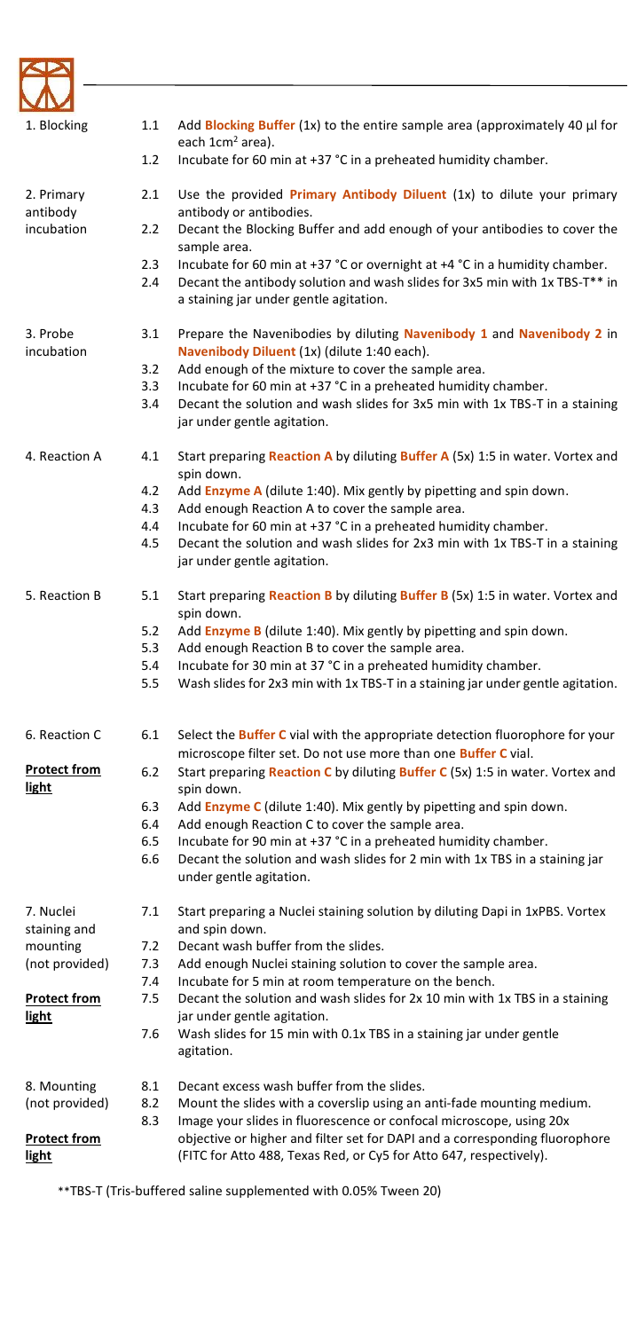| | | |
|---|---|---|
| 1. Blocking | 1.1 | Add **Blocking Buffer** (1x) to the entire sample area (approximately 40 µl for each 1cm² area). |
| | 1.2 | Incubate for 60 min at +37 °C in a preheated humidity chamber. |
| 2. Primary antibody incubation | 2.1 | Use the provided **Primary Antibody Diluent** (1x) to dilute your primary antibody or antibodies. |
| | 2.2 | Decant the Blocking Buffer and add enough of your antibodies to cover the sample area. |
| | 2.3 | Incubate for 60 min at +37 °C or overnight at +4 °C in a humidity chamber. |
| | 2.4 | Decant the antibody solution and wash slides for 3x5 min with 1x TBS-T** in a staining jar under gentle agitation. |
| 3. Probe incubation | 3.1 | Prepare the Navenibodies by diluting **Navenibody 1** and **Navenibody 2** in **Navenibody Diluent** (1x) (dilute 1:40 each). |
| | 3.2 | Add enough of the mixture to cover the sample area. |
| | 3.3 | Incubate for 60 min at +37 °C in a preheated humidity chamber. |
| | 3.4 | Decant the solution and wash slides for 3x5 min with 1x TBS-T in a staining jar under gentle agitation. |
| 4. Reaction A | 4.1 | Start preparing **Reaction A** by diluting **Buffer A** (5x) 1:5 in water. Vortex and spin down. |
| | 4.2 | Add **Enzyme A** (dilute 1:40). Mix gently by pipetting and spin down. |
| | 4.3 | Add enough Reaction A to cover the sample area. |
| | 4.4 | Incubate for 60 min at +37 °C in a preheated humidity chamber. |
| | 4.5 | Decant the solution and wash slides for 2x3 min with 1x TBS-T in a staining jar under gentle agitation. |
| 5. Reaction B | 5.1 | Start preparing **Reaction B** by diluting **Buffer B** (5x) 1:5 in water. Vortex and spin down. |
| | 5.2 | Add **Enzyme B** (dilute 1:40). Mix gently by pipetting and spin down. |
| | 5.3 | Add enough Reaction B to cover the sample area. |
| | 5.4 | Incubate for 30 min at 37 °C in a preheated humidity chamber. |
| | 5.5 | Wash slides for 2x3 min with 1x TBS-T in a staining jar under gentle agitation. |
| 6. Reaction C<br><br>**Protect from light** | 6.1 | Select the **Buffer C** vial with the appropriate detection fluorophore for your microscope filter set. Do not use more than one **Buffer C** vial. |
| | 6.2 | Start preparing **Reaction C** by diluting **Buffer C** (5x) 1:5 in water. Vortex and spin down. |
| | 6.3 | Add **Enzyme C** (dilute 1:40). Mix gently by pipetting and spin down. |
| | 6.4 | Add enough Reaction C to cover the sample area. |
| | 6.5 | Incubate for 90 min at +37 °C in a preheated humidity chamber. |
| | 6.6 | Decant the solution and wash slides for 2 min with 1x TBS in a staining jar under gentle agitation. |
| 7. Nuclei staining and mounting (not provided)<br><br>**Protect from light** | 7.1 | Start preparing a Nuclei staining solution by diluting Dapi in 1xPBS. Vortex and spin down. |
| | 7.2 | Decant wash buffer from the slides. |
| | 7.3 | Add enough Nuclei staining solution to cover the sample area. |
| | 7.4 | Incubate for 5 min at room temperature on the bench. |
| | 7.5 | Decant the solution and wash slides for 2x 10 min with 1x TBS in a staining jar under gentle agitation. |
| | 7.6 | Wash slides for 15 min with 0.1x TBS in a staining jar under gentle agitation. |
| 8. Mounting (not provided)<br><br>**Protect from light** | 8.1 | Decant excess wash buffer from the slides. |
| | 8.2 | Mount the slides with a coverslip using an anti-fade mounting medium. |
| | 8.3 | Image your slides in fluorescence or confocal microscope, using 20x objective or higher and filter set for DAPI and a corresponding fluorophore (FITC for Atto 488, Texas Red, or Cy5 for Atto 647, respectively). |

**TBS-T (Tris-buffered saline supplemented with 0.05% Tween 20)